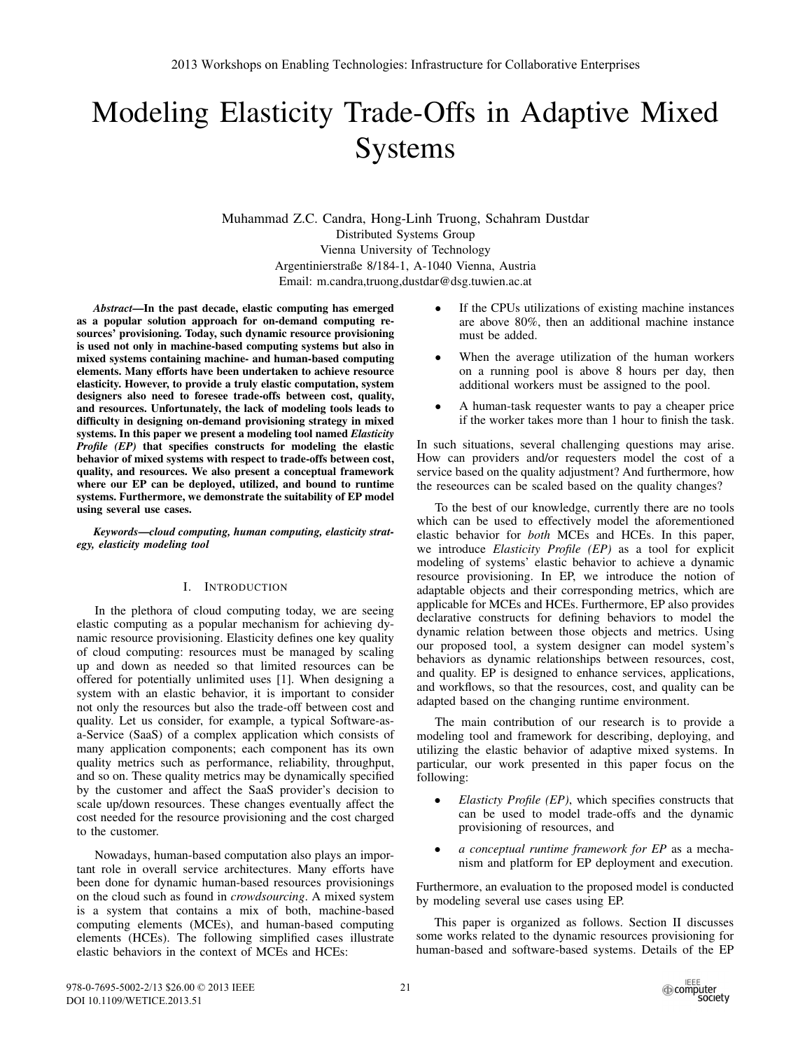# Modeling Elasticity Trade-Offs in Adaptive Mixed Systems

Muhammad Z.C. Candra, Hong-Linh Truong, Schahram Dustdar
Distributed Systems Group
Vienna University of Technology
Argentinierstraße 8/184-1, A-1040 Vienna, Austria
Email: m.candra,truong,dustdar@dsg.tuwien.ac.at

***Abstract*—In the past decade, elastic computing has emerged as a popular solution approach for on-demand computing resources' provisioning. Today, such dynamic resource provisioning is used not only in machine-based computing systems but also in mixed systems containing machine- and human-based computing elements. Many efforts have been undertaken to achieve resource elasticity. However, to provide a truly elastic computation, system designers also need to foresee trade-offs between cost, quality, and resources. Unfortunately, the lack of modeling tools leads to difficulty in designing on-demand provisioning strategy in mixed systems. In this paper we present a modeling tool named *Elasticity Profile (EP)* that specifies constructs for modeling the elastic behavior of mixed systems with respect to trade-offs between cost, quality, and resources. We also present a conceptual framework where our EP can be deployed, utilized, and bound to runtime systems. Furthermore, we demonstrate the suitability of EP model using several use cases.**

***Keywords*—*cloud computing, human computing, elasticity strategy, elasticity modeling tool***

## I. Introduction

In the plethora of cloud computing today, we are seeing elastic computing as a popular mechanism for achieving dynamic resource provisioning. Elasticity defines one key quality of cloud computing: resources must be managed by scaling up and down as needed so that limited resources can be offered for potentially unlimited uses [1]. When designing a system with an elastic behavior, it is important to consider not only the resources but also the trade-off between cost and quality. Let us consider, for example, a typical Software-as-a-Service (SaaS) of a complex application which consists of many application components; each component has its own quality metrics such as performance, reliability, throughput, and so on. These quality metrics may be dynamically specified by the customer and affect the SaaS provider's decision to scale up/down resources. These changes eventually affect the cost needed for the resource provisioning and the cost charged to the customer.

Nowadays, human-based computation also plays an important role in overall service architectures. Many efforts have been done for dynamic human-based resources provisionings on the cloud such as found in *crowdsourcing*. A mixed system is a system that contains a mix of both, machine-based computing elements (MCEs), and human-based computing elements (HCEs). The following simplified cases illustrate elastic behaviors in the context of MCEs and HCEs:

- If the CPUs utilizations of existing machine instances are above 80%, then an additional machine instance must be added.
- When the average utilization of the human workers on a running pool is above 8 hours per day, then additional workers must be assigned to the pool.
- A human-task requester wants to pay a cheaper price if the worker takes more than 1 hour to finish the task.

In such situations, several challenging questions may arise. How can providers and/or requesters model the cost of a service based on the quality adjustment? And furthermore, how the reseources can be scaled based on the quality changes?

To the best of our knowledge, currently there are no tools which can be used to effectively model the aforementioned elastic behavior for *both* MCEs and HCEs. In this paper, we introduce *Elasticity Profile (EP)* as a tool for explicit modeling of systems' elastic behavior to achieve a dynamic resource provisioning. In EP, we introduce the notion of adaptable objects and their corresponding metrics, which are applicable for MCEs and HCEs. Furthermore, EP also provides declarative constructs for defining behaviors to model the dynamic relation between those objects and metrics. Using our proposed tool, a system designer can model system's behaviors as dynamic relationships between resources, cost, and quality. EP is designed to enhance services, applications, and workflows, so that the resources, cost, and quality can be adapted based on the changing runtime environment.

The main contribution of our research is to provide a modeling tool and framework for describing, deploying, and utilizing the elastic behavior of adaptive mixed systems. In particular, our work presented in this paper focus on the following:

- *Elasticty Profile (EP)*, which specifies constructs that can be used to model trade-offs and the dynamic provisioning of resources, and
- *a conceptual runtime framework for EP* as a mechanism and platform for EP deployment and execution.

Furthermore, an evaluation to the proposed model is conducted by modeling several use cases using EP.

This paper is organized as follows. Section II discusses some works related to the dynamic resources provisioning for human-based and software-based systems. Details of the EP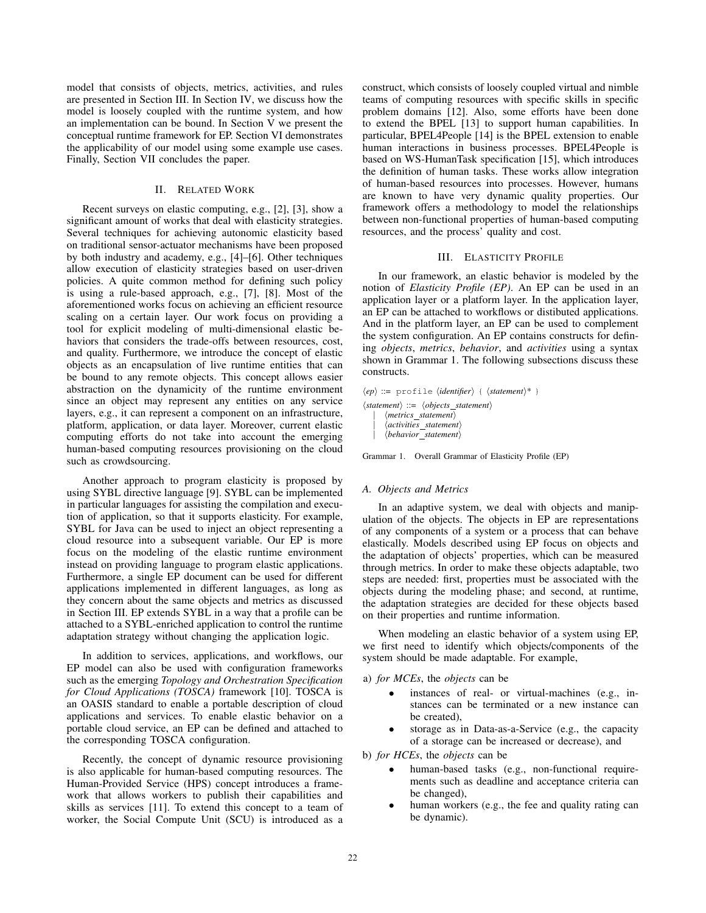model that consists of objects, metrics, activities, and rules are presented in Section III. In Section IV, we discuss how the model is loosely coupled with the runtime system, and how an implementation can be bound. In Section V we present the conceptual runtime framework for EP. Section VI demonstrates the applicability of our model using some example use cases. Finally, Section VII concludes the paper.

## II. Related Work

Recent surveys on elastic computing, e.g., [2], [3], show a significant amount of works that deal with elasticity strategies. Several techniques for achieving autonomic elasticity based on traditional sensor-actuator mechanisms have been proposed by both industry and academy, e.g., [4]–[6]. Other techniques allow execution of elasticity strategies based on user-driven policies. A quite common method for defining such policy is using a rule-based approach, e.g., [7], [8]. Most of the aforementioned works focus on achieving an efficient resource scaling on a certain layer. Our work focus on providing a tool for explicit modeling of multi-dimensional elastic behaviors that considers the trade-offs between resources, cost, and quality. Furthermore, we introduce the concept of elastic objects as an encapsulation of live runtime entities that can be bound to any remote objects. This concept allows easier abstraction on the dynamicity of the runtime environment since an object may represent any entities on any service layers, e.g., it can represent a component on an infrastructure, platform, application, or data layer. Moreover, current elastic computing efforts do not take into account the emerging human-based computing resources provisioning on the cloud such as crowdsourcing.

Another approach to program elasticity is proposed by using SYBL directive language [9]. SYBL can be implemented in particular languages for assisting the compilation and execution of application, so that it supports elasticity. For example, SYBL for Java can be used to inject an object representing a cloud resource into a subsequent variable. Our EP is more focus on the modeling of the elastic runtime environment instead on providing language to program elastic applications. Furthermore, a single EP document can be used for different applications implemented in different languages, as long as they concern about the same objects and metrics as discussed in Section III. EP extends SYBL in a way that a profile can be attached to a SYBL-enriched application to control the runtime adaptation strategy without changing the application logic.

In addition to services, applications, and workflows, our EP model can also be used with configuration frameworks such as the emerging *Topology and Orchestration Specification for Cloud Applications (TOSCA)* framework [10]. TOSCA is an OASIS standard to enable a portable description of cloud applications and services. To enable elastic behavior on a portable cloud service, an EP can be defined and attached to the corresponding TOSCA configuration.

Recently, the concept of dynamic resource provisioning is also applicable for human-based computing resources. The Human-Provided Service (HPS) concept introduces a framework that allows workers to publish their capabilities and skills as services [11]. To extend this concept to a team of worker, the Social Compute Unit (SCU) is introduced as a construct, which consists of loosely coupled virtual and nimble teams of computing resources with specific skills in specific problem domains [12]. Also, some efforts have been done to extend the BPEL [13] to support human capabilities. In particular, BPEL4People [14] is the BPEL extension to enable human interactions in business processes. BPEL4People is based on WS-HumanTask specification [15], which introduces the definition of human tasks. These works allow integration of human-based resources into processes. However, humans are known to have very dynamic quality properties. Our framework offers a methodology to model the relationships between non-functional properties of human-based computing resources, and the process' quality and cost.

## III. Elasticity Profile

In our framework, an elastic behavior is modeled by the notion of *Elasticity Profile (EP)*. An EP can be used in an application layer or a platform layer. In the application layer, an EP can be attached to workflows or distibuted applications. And in the platform layer, an EP can be used to complement the system configuration. An EP contains constructs for defining *objects*, *metrics*, *behavior*, and *activities* using a syntax shown in Grammar 1. The following subsections discuss these constructs.

```
⟨ep⟩ ::= profile ⟨identifier⟩ { ⟨statement⟩* }
⟨statement⟩ ::= ⟨objects_statement⟩
    | ⟨metrics_statement⟩
    | ⟨activities_statement⟩
    | ⟨behavior_statement⟩
```

Grammar 1. Overall Grammar of Elasticity Profile (EP)

### A. Objects and Metrics

In an adaptive system, we deal with objects and manipulation of the objects. The objects in EP are representations of any components of a system or a process that can behave elastically. Models described using EP focus on objects and the adaptation of objects' properties, which can be measured through metrics. In order to make these objects adaptable, two steps are needed: first, properties must be associated with the objects during the modeling phase; and second, at runtime, the adaptation strategies are decided for these objects based on their properties and runtime information.

When modeling an elastic behavior of a system using EP, we first need to identify which objects/components of the system should be made adaptable. For example,

a) *for MCEs*, the *objects* can be
   - instances of real- or virtual-machines (e.g., instances can be terminated or a new instance can be created),
   - storage as in Data-as-a-Service (e.g., the capacity of a storage can be increased or decrease), and

b) *for HCEs*, the *objects* can be
   - human-based tasks (e.g., non-functional requirements such as deadline and acceptance criteria can be changed),
   - human workers (e.g., the fee and quality rating can be dynamic).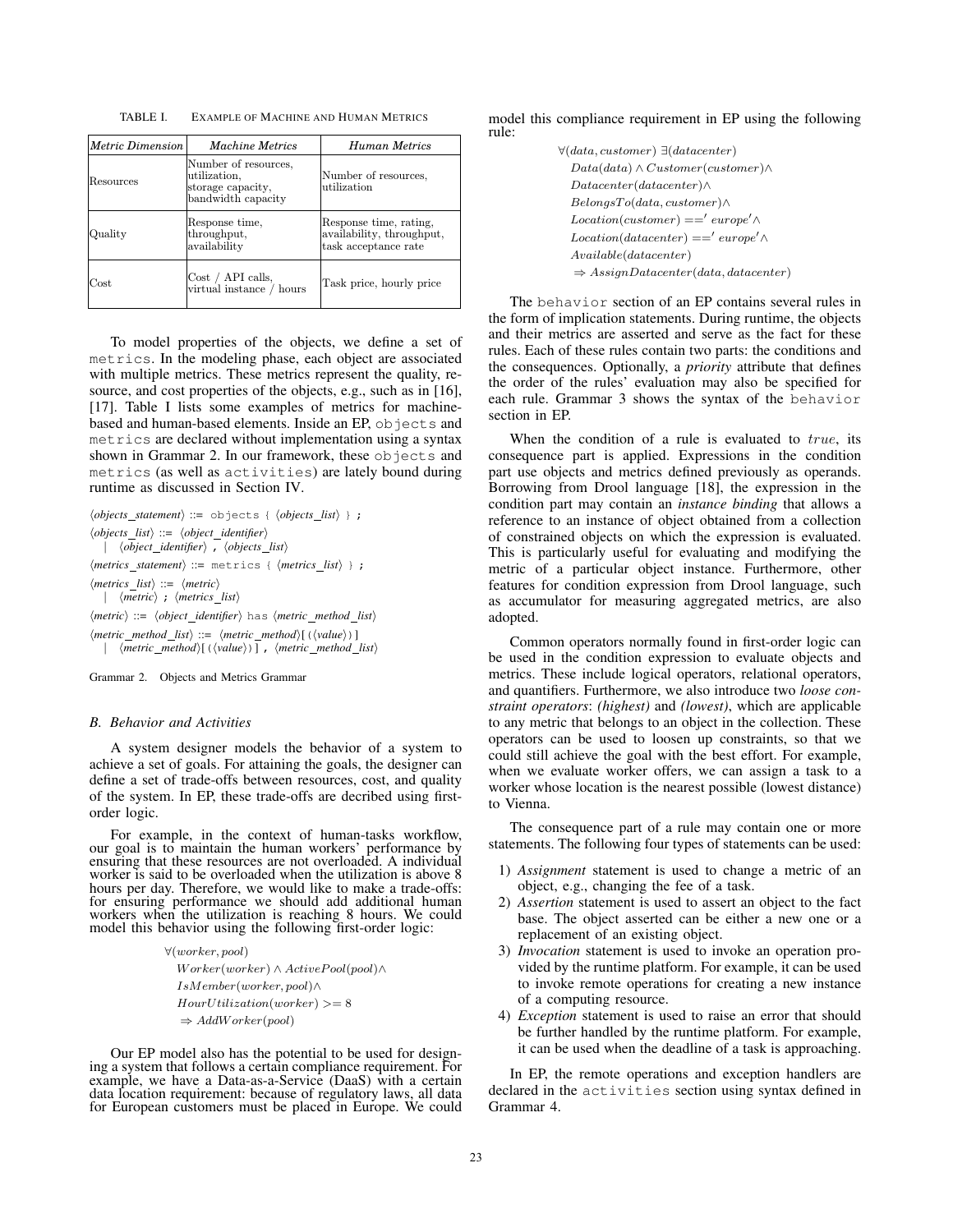TABLE I. EXAMPLE OF MACHINE AND HUMAN METRICS

| *Metric Dimension* | *Machine Metrics* | *Human Metrics* |
|---|---|---|
| Resources | Number of resources, utilization, storage capacity, bandwidth capacity | Number of resources, utilization |
| Quality | Response time, throughput, availability | Response time, rating, availability, throughput, task acceptance rate |
| Cost | Cost / API calls, virtual instance / hours | Task price, hourly price |

To model properties of the objects, we define a set of `metrics`. In the modeling phase, each object are associated with multiple metrics. These metrics represent the quality, resource, and cost properties of the objects, e.g., such as in [16], [17]. Table I lists some examples of metrics for machine-based and human-based elements. Inside an EP, `objects` and `metrics` are declared without implementation using a syntax shown in Grammar 2. In our framework, these `objects` and `metrics` (as well as `activities`) are lately bound during runtime as discussed in Section IV.

```
⟨objects_statement⟩ ::= objects { ⟨objects_list⟩ } ;
⟨objects_list⟩ ::= ⟨object_identifier⟩
    | ⟨object_identifier⟩ , ⟨objects_list⟩
⟨metrics_statement⟩ ::= metrics { ⟨metrics_list⟩ } ;
⟨metrics_list⟩ ::= ⟨metric⟩
    | ⟨metric⟩ ; ⟨metrics_list⟩
⟨metric⟩ ::= ⟨object_identifier⟩ has ⟨metric_method_list⟩
⟨metric_method_list⟩ ::= ⟨metric_method⟩[ (⟨value⟩) ]
    | ⟨metric_method⟩[ (⟨value⟩) ] , ⟨metric_method_list⟩
```

Grammar 2. Objects and Metrics Grammar

### B. Behavior and Activities

A system designer models the behavior of a system to achieve a set of goals. For attaining the goals, the designer can define a set of trade-offs between resources, cost, and quality of the system. In EP, these trade-offs are decribed using first-order logic.

For example, in the context of human-tasks workflow, our goal is to maintain the human workers' performance by ensuring that these resources are not overloaded. A individual worker is said to be overloaded when the utilization is above 8 hours per day. Therefore, we would like to make a trade-offs: for ensuring performance we should add additional human workers when the utilization is reaching 8 hours. We could model this behavior using the following first-order logic:

$$
\begin{aligned}
&\forall(worker, pool)\\
&\quad Worker(worker) \wedge ActivePool(pool) \wedge\\
&\quad IsMember(worker, pool) \wedge\\
&\quad HourUtilization(worker) >= 8\\
&\quad \Rightarrow AddWorker(pool)
\end{aligned}
$$

Our EP model also has the potential to be used for designing a system that follows a certain compliance requirement. For example, we have a Data-as-a-Service (DaaS) with a certain data location requirement: because of regulatory laws, all data for European customers must be placed in Europe. We could model this compliance requirement in EP using the following rule:

$$
\begin{aligned}
&\forall(data, customer)\ \exists(datacenter)\\
&\quad Data(data) \wedge Customer(customer) \wedge\\
&\quad Datacenter(datacenter) \wedge\\
&\quad BelongsTo(data, customer) \wedge\\
&\quad Location(customer) ==' europe' \wedge\\
&\quad Location(datacenter) ==' europe' \wedge\\
&\quad Available(datacenter)\\
&\quad \Rightarrow AssignDatacenter(data, datacenter)
\end{aligned}
$$

The `behavior` section of an EP contains several rules in the form of implication statements. During runtime, the objects and their metrics are asserted and serve as the fact for these rules. Each of these rules contain two parts: the conditions and the consequences. Optionally, a *priority* attribute that defines the order of the rules' evaluation may also be specified for each rule. Grammar 3 shows the syntax of the `behavior` section in EP.

When the condition of a rule is evaluated to $true$, its consequence part is applied. Expressions in the condition part use objects and metrics defined previously as operands. Borrowing from Drool language [18], the expression in the condition part may contain an *instance binding* that allows a reference to an instance of object obtained from a collection of constrained objects on which the expression is evaluated. This is particularly useful for evaluating and modifying the metric of a particular object instance. Furthermore, other features for condition expression from Drool language, such as accumulator for measuring aggregated metrics, are also adopted.

Common operators normally found in first-order logic can be used in the condition expression to evaluate objects and metrics. These include logical operators, relational operators, and quantifiers. Furthermore, we also introduce two *loose constraint operators*: *(highest)* and *(lowest)*, which are applicable to any metric that belongs to an object in the collection. These operators can be used to loosen up constraints, so that we could still achieve the goal with the best effort. For example, when we evaluate worker offers, we can assign a task to a worker whose location is the nearest possible (lowest distance) to Vienna.

The consequence part of a rule may contain one or more statements. The following four types of statements can be used:

1) *Assignment* statement is used to change a metric of an object, e.g., changing the fee of a task.
2) *Assertion* statement is used to assert an object to the fact base. The object asserted can be either a new one or a replacement of an existing object.
3) *Invocation* statement is used to invoke an operation provided by the runtime platform. For example, it can be used to invoke remote operations for creating a new instance of a computing resource.
4) *Exception* statement is used to raise an error that should be further handled by the runtime platform. For example, it can be used when the deadline of a task is approaching.

In EP, the remote operations and exception handlers are declared in the `activities` section using syntax defined in Grammar 4.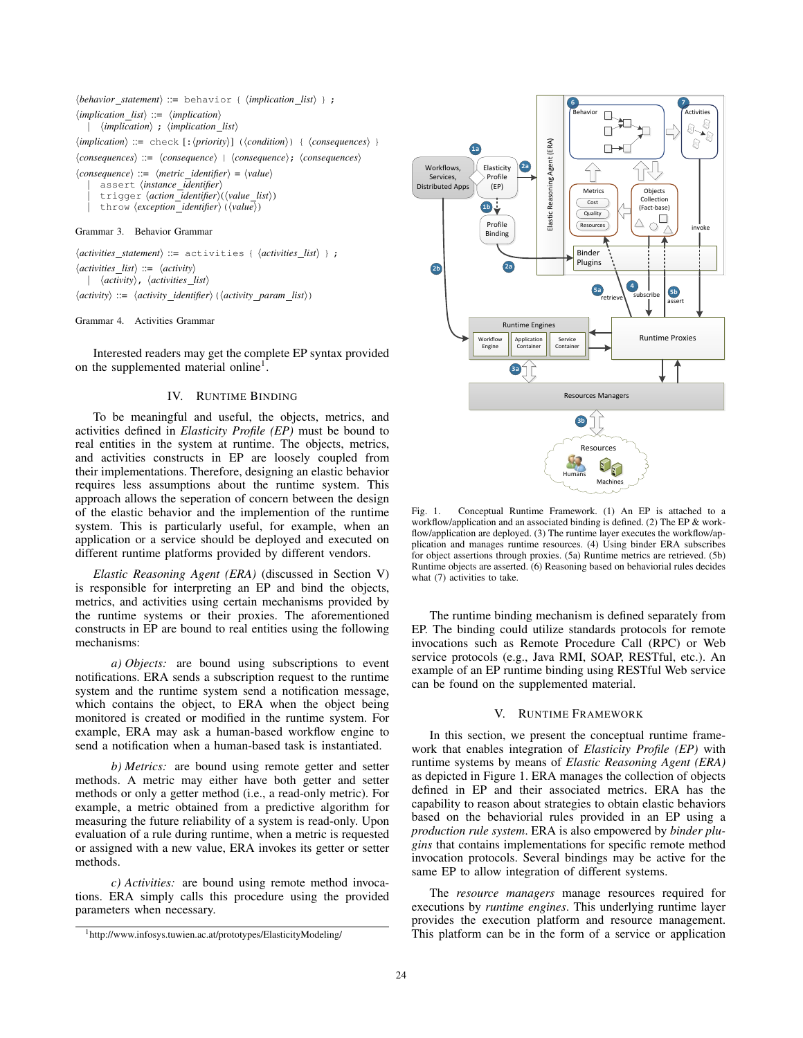```
⟨behavior_statement⟩ ::= behavior { ⟨implication_list⟩ } ;
⟨implication_list⟩ ::= ⟨implication⟩
    | ⟨implication⟩ ; ⟨implication_list⟩
⟨implication⟩ ::= check [:⟨priority⟩] (⟨condition⟩) { ⟨consequences⟩ }
⟨consequences⟩ ::= ⟨consequence⟩ | ⟨consequence⟩; ⟨consequences⟩
⟨consequence⟩ ::= ⟨metric_identifier⟩ = ⟨value⟩
    | assert ⟨instance_identifier⟩
    | trigger ⟨action_identifier⟩(⟨value_list⟩)
    | throw ⟨exception_identifier⟩ (⟨value⟩)
```

Grammar 3. Behavior Grammar

```
⟨activities_statement⟩ ::= activities { ⟨activities_list⟩ } ;
⟨activities_list⟩ ::= ⟨activity⟩
    | ⟨activity⟩, ⟨activities_list⟩
⟨activity⟩ ::= ⟨activity_identifier⟩(⟨activity_param_list⟩)
```

Grammar 4. Activities Grammar

Interested readers may get the complete EP syntax provided on the supplemented material online[1].

## IV. Runtime Binding

To be meaningful and useful, the objects, metrics, and activities defined in *Elasticity Profile (EP)* must be bound to real entities in the system at runtime. The objects, metrics, and activities constructs in EP are loosely coupled from their implementations. Therefore, designing an elastic behavior requires less assumptions about the runtime system. This approach allows the seperation of concern between the design of the elastic behavior and the implemention of the runtime system. This is particularly useful, for example, when an application or a service should be deployed and executed on different runtime platforms provided by different vendors.

*Elastic Reasoning Agent (ERA)* (discussed in Section V) is responsible for interpreting an EP and bind the objects, metrics, and activities using certain mechanisms provided by the runtime systems or their proxies. The aforementioned constructs in EP are bound to real entities using the following mechanisms:

*a) Objects:* are bound using subscriptions to event notifications. ERA sends a subscription request to the runtime system and the runtime system send a notification message, which contains the object, to ERA when the object being monitored is created or modified in the runtime system. For example, ERA may ask a human-based workflow engine to send a notification when a human-based task is instantiated.

*b) Metrics:* are bound using remote getter and setter methods. A metric may either have both getter and setter methods or only a getter method (i.e., a read-only metric). For example, a metric obtained from a predictive algorithm for measuring the future reliability of a system is read-only. Upon evaluation of a rule during runtime, when a metric is requested or assigned with a new value, ERA invokes its getter or setter methods.

*c) Activities:* are bound using remote method invocations. ERA simply calls this procedure using the provided parameters when necessary.

[1] http://www.infosys.tuwien.ac.at/prototypes/ElasticityModeling/

Fig. 1. Conceptual Runtime Framework. (1) An EP is attached to a workflow/application and an associated binding is defined. (2) The EP & workflow/application are deployed. (3) The runtime layer executes the workflow/application and manages runtime resources. (4) Using binder ERA subscribes for object assertions through proxies. (5a) Runtime metrics are retrieved. (5b) Runtime objects are asserted. (6) Reasoning based on behaviorial rules decides what (7) activities to take.

The runtime binding mechanism is defined separately from EP. The binding could utilize standards protocols for remote invocations such as Remote Procedure Call (RPC) or Web service protocols (e.g., Java RMI, SOAP, RESTful, etc.). An example of an EP runtime binding using RESTful Web service can be found on the supplemented material.

## V. Runtime Framework

In this section, we present the conceptual runtime framework that enables integration of *Elasticity Profile (EP)* with runtime systems by means of *Elastic Reasoning Agent (ERA)* as depicted in Figure 1. ERA manages the collection of objects defined in EP and their associated metrics. ERA has the capability to reason about strategies to obtain elastic behaviors based on the behavioral rules provided in an EP using a *production rule system*. ERA is also empowered by *binder plugins* that contains implementations for specific remote method invocation protocols. Several bindings may be active for the same EP to allow integration of different systems.

The *resource managers* manage resources required for executions by *runtime engines*. This underlying runtime layer provides the execution platform and resource management. This platform can be in the form of a service or application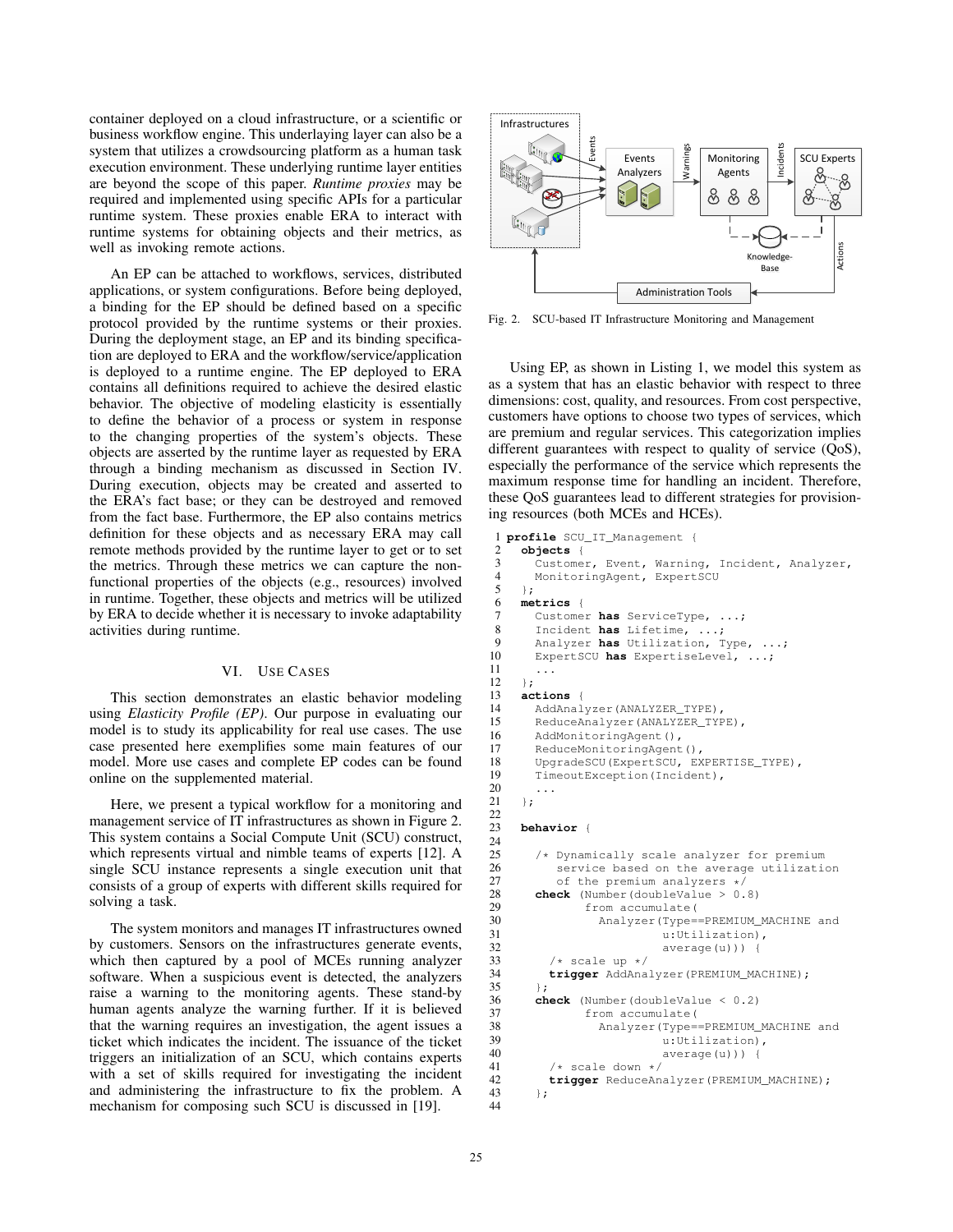container deployed on a cloud infrastructure, or a scientific or business workflow engine. This underlaying layer can also be a system that utilizes a crowdsourcing platform as a human task execution environment. These underlying runtime layer entities are beyond the scope of this paper. *Runtime proxies* may be required and implemented using specific APIs for a particular runtime system. These proxies enable ERA to interact with runtime systems for obtaining objects and their metrics, as well as invoking remote actions.

An EP can be attached to workflows, services, distributed applications, or system configurations. Before being deployed, a binding for the EP should be defined based on a specific protocol provided by the runtime systems or their proxies. During the deployment stage, an EP and its binding specification are deployed to ERA and the workflow/service/application is deployed to a runtime engine. The EP deployed to ERA contains all definitions required to achieve the desired elastic behavior. The objective of modeling elasticity is essentially to define the behavior of a process or system in response to the changing properties of the system's objects. These objects are asserted by the runtime layer as requested by ERA through a binding mechanism as discussed in Section IV. During execution, objects may be created and asserted to the ERA's fact base; or they can be destroyed and removed from the fact base. Furthermore, the EP also contains metrics definition for these objects and as necessary ERA may call remote methods provided by the runtime layer to get or to set the metrics. Through these metrics we can capture the non-functional properties of the objects (e.g., resources) involved in runtime. Together, these objects and metrics will be utilized by ERA to decide whether it is necessary to invoke adaptability activities during runtime.

## VI. Use Cases

This section demonstrates an elastic behavior modeling using *Elasticity Profile (EP)*. Our purpose in evaluating our model is to study its applicability for real use cases. The use case presented here exemplifies some main features of our model. More use cases and complete EP codes can be found online on the supplemented material.

Here, we present a typical workflow for a monitoring and management service of IT infrastructures as shown in Figure 2. This system contains a Social Compute Unit (SCU) construct, which represents virtual and nimble teams of experts [12]. A single SCU instance represents a single execution unit that consists of a group of experts with different skills required for solving a task.

The system monitors and manages IT infrastructures owned by customers. Sensors on the infrastructures generate events, which then captured by a pool of MCEs running analyzer software. When a suspicious event is detected, the analyzers raise a warning to the monitoring agents. These stand-by human agents analyze the warning further. If it is believed that the warning requires an investigation, the agent issues a ticket which indicates the incident. The issuance of the ticket triggers an initialization of an SCU, which contains experts with a set of skills required for investigating the incident and administering the infrastructure to fix the problem. A mechanism for composing such SCU is discussed in [19].

Infrastructures

Events

Events Analyzers

Warnings

Monitoring Agents

Incidents

SCU Experts

Knowledge-Base

Actions

Administration Tools

Fig. 2. SCU-based IT Infrastructure Monitoring and Management

Using EP, as shown in Listing 1, we model this system as as a system that has an elastic behavior with respect to three dimensions: cost, quality, and resources. From cost perspective, customers have options to choose two types of services, which are premium and regular services. This categorization implies different guarantees with respect to quality of service (QoS), especially the performance of the service which represents the maximum response time for handling an incident. Therefore, these QoS guarantees lead to different strategies for provisioning resources (both MCEs and HCEs).

```
1  profile SCU_IT_Management {
2    objects {
3      Customer, Event, Warning, Incident, Analyzer,
4      MonitoringAgent, ExpertSCU
5    };
6    metrics {
7      Customer has ServiceType, ...;
8      Incident has Lifetime, ...;
9      Analyzer has Utilization, Type, ...;
10     ExpertSCU has ExpertiseLevel, ...;
11     ...
12   };
13   actions {
14     AddAnalyzer(ANALYZER_TYPE),
15     ReduceAnalyzer(ANALYZER_TYPE),
16     AddMonitoringAgent(),
17     ReduceMonitoringAgent(),
18     UpgradeSCU(ExpertSCU, EXPERTISE_TYPE),
19     TimeoutException(Incident),
20     ...
21   };
22
23   behavior {
24
25     /* Dynamically scale analyzer for premium
26        service based on the average utilization
27        of the premium analyzers */
28     check (Number(doubleValue > 0.8)
29            from accumulate(
30              Analyzer(Type==PREMIUM_MACHINE and
31                       u:Utilization),
32                       average(u))) {
33       /* scale up */
34       trigger AddAnalyzer(PREMIUM_MACHINE);
35     };
36     check (Number(doubleValue < 0.2)
37            from accumulate(
38              Analyzer(Type==PREMIUM_MACHINE and
39                       u:Utilization),
40                       average(u))) {
41       /* scale down */
42       trigger ReduceAnalyzer(PREMIUM_MACHINE);
43     };
44
```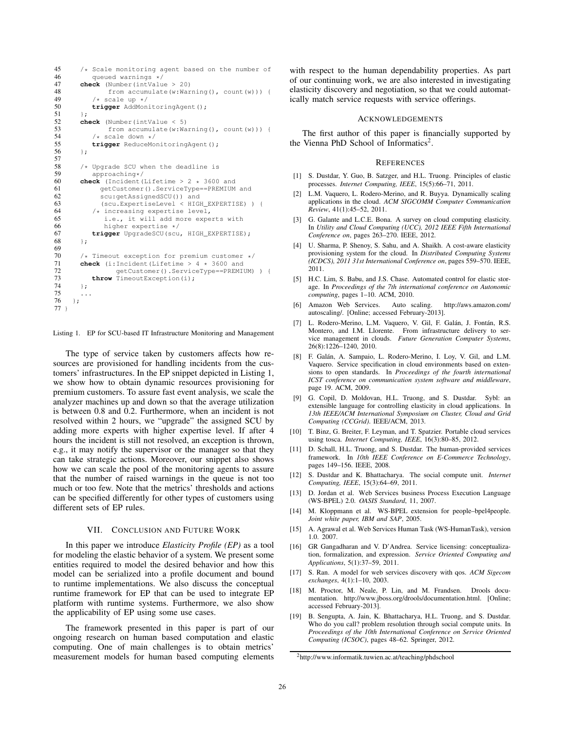```
45      /* Scale monitoring agent based on the number of
46         queued warnings */
47      check (Number(intValue > 20)
48             from accumulate(w:Warning(), count(w))) {
49         /* scale up */
50         trigger AddMonitoringAgent();
51      };
52      check (Number(intValue < 5)
53             from accumulate(w:Warning(), count(w))) {
54         /* scale down */
55         trigger ReduceMonitoringAgent();
56      };
57
58      /* Upgrade SCU when the deadline is
59         approaching*/
60      check (Incident(Lifetime > 2 * 3600 and
61           getCustomer().ServiceType==PREMIUM and
62           scu:getAssignedSCU()) and
63           (scu.ExpertiseLevel < HIGH_EXPERTISE) ) {
64         /* increasing expertise level,
65            i.e., it will add more experts with
66            higher expertise */
67         trigger UpgradeSCU(scu, HIGH_EXPERTISE);
68      };
69
70      /* Timeout exception for premium customer */
71      check (i:Incident(Lifetime > 4 * 3600 and
72               getCustomer().ServiceType==PREMIUM) ) {
73         throw TimeoutException(i);
74      };
75      ...
76   };
77 }
```

Listing 1. EP for SCU-based IT Infrastructure Monitoring and Management

The type of service taken by customers affects how resources are provisioned for handling incidents from the customers' infrastructures. In the EP snippet depicted in Listing 1, we show how to obtain dynamic resources provisioning for premium customers. To assure fast event analysis, we scale the analyzer machines up and down so that the average utilization is between 0.8 and 0.2. Furthermore, when an incident is not resolved within 2 hours, we "upgrade" the assigned SCU by adding more experts with higher expertise level. If after 4 hours the incident is still not resolved, an exception is thrown, e.g., it may notify the supervisor or the manager so that they can take strategic actions. Moreover, our snippet also shows how we can scale the pool of the monitoring agents to assure that the number of raised warnings in the queue is not too much or too few. Note that the metrics' thresholds and actions can be specified differently for other types of customers using different sets of EP rules.

## VII. Conclusion and Future Work

In this paper we introduce *Elasticity Profile (EP)* as a tool for modeling the elastic behavior of a system. We present some entities required to model the desired behavior and how this model can be serialized into a profile document and bound to runtime implementations. We also discuss the conceptual runtime framework for EP that can be used to integrate EP platform with runtime systems. Furthermore, we also show the applicability of EP using some use cases.

The framework presented in this paper is part of our ongoing research on human based computation and elastic computing. One of main challenges is to obtain metrics' measurement models for human based computing elements with respect to the human dependability properties. As part of our continuing work, we are also interested in investigating elasticity discovery and negotiation, so that we could automatically match service requests with service offerings.

## Acknowledgements

The first author of this paper is financially supported by the Vienna PhD School of Informatics[2].

## References

[1] S. Dustdar, Y. Guo, B. Satzger, and H.L. Truong. Principles of elastic processes. *Internet Computing, IEEE*, 15(5):66–71, 2011.

[2] L.M. Vaquero, L. Rodero-Merino, and R. Buyya. Dynamically scaling applications in the cloud. *ACM SIGCOMM Computer Communication Review*, 41(1):45–52, 2011.

[3] G. Galante and L.C.E. Bona. A survey on cloud computing elasticity. In *Utility and Cloud Computing (UCC), 2012 IEEE Fifth International Conference on*, pages 263–270. IEEE, 2012.

[4] U. Sharma, P. Shenoy, S. Sahu, and A. Shaikh. A cost-aware elasticity provisioning system for the cloud. In *Distributed Computing Systems (ICDCS), 2011 31st International Conference on*, pages 559–570. IEEE, 2011.

[5] H.C. Lim, S. Babu, and J.S. Chase. Automated control for elastic storage. In *Proceedings of the 7th international conference on Autonomic computing*, pages 1–10. ACM, 2010.

[6] Amazon Web Services. Auto scaling. http://aws.amazon.com/autoscaling/. [Online; accessed February-2013].

[7] L. Rodero-Merino, L.M. Vaquero, V. Gil, F. Galán, J. Fontán, R.S. Montero, and I.M. Llorente. From infrastructure delivery to service management in clouds. *Future Generation Computer Systems*, 26(8):1226–1240, 2010.

[8] F. Galán, A. Sampaio, L. Rodero-Merino, I. Loy, V. Gil, and L.M. Vaquero. Service specification in cloud environments based on extensions to open standards. In *Proceedings of the fourth international ICST conference on communication system software and middleware*, page 19. ACM, 2009.

[9] G. Copil, D. Moldovan, H.L. Truong, and S. Dustdar. Sybl: an extensible language for controlling elasticity in cloud applications. In *13th IEEE/ACM International Symposium on Cluster, Cloud and Grid Computing (CCGrid)*. IEEE/ACM, 2013.

[10] T. Binz, G. Breiter, F. Leyman, and T. Spatzier. Portable cloud services using tosca. *Internet Computing, IEEE*, 16(3):80–85, 2012.

[11] D. Schall, H.L. Truong, and S. Dustdar. The human-provided services framework. In *10th IEEE Conference on E-Commerce Technology*, pages 149–156. IEEE, 2008.

[12] S. Dustdar and K. Bhattacharya. The social compute unit. *Internet Computing, IEEE*, 15(3):64–69, 2011.

[13] D. Jordan et al. Web Services business Process Execution Language (WS-BPEL) 2.0. *OASIS Standard*, 11, 2007.

[14] M. Kloppmann et al. WS-BPEL extension for people–bpel4people. *Joint white paper, IBM and SAP*, 2005.

[15] A. Agrawal et al. Web Services Human Task (WS-HumanTask), version 1.0. 2007.

[16] GR Gangadharan and V. D'Andrea. Service licensing: conceptualization, formalization, and expression. *Service Oriented Computing and Applications*, 5(1):37–59, 2011.

[17] S. Ran. A model for web services discovery with qos. *ACM Sigecom exchanges*, 4(1):1–10, 2003.

[18] M. Proctor, M. Neale, P. Lin, and M. Frandsen. Drools documentation. http://www.jboss.org/drools/documentation.html. [Online; accessed February-2013].

[19] B. Sengupta, A. Jain, K. Bhattacharya, H.L. Truong, and S. Dustdar. Who do you call? problem resolution through social compute units. In *Proceedings of the 10th International Conference on Service Oriented Computing (ICSOC)*, pages 48–62. Springer, 2012.

[2] http://www.informatik.tuwien.ac.at/teaching/phdschool